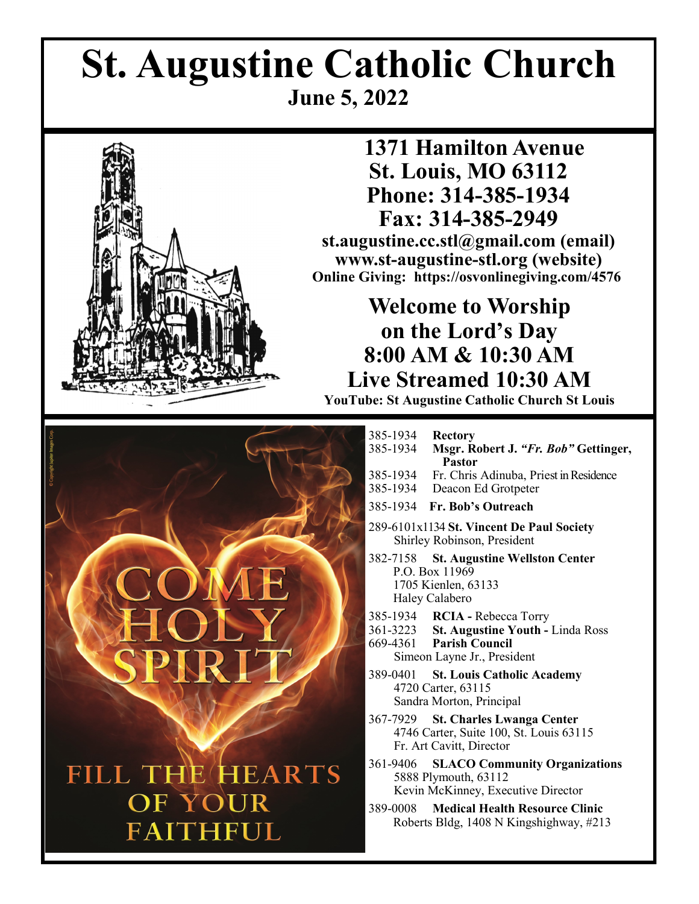# St. Augustine Catholic Church

**June 5, 2022**

**1371 Hamilton Avenue**
**St. Louis, MO 63112**
**Phone: 314-385-1934**
**Fax: 314-385-2949**

**st.augustine.cc.stl@gmail.com (email)**
**www.st-augustine-stl.org (website)**
**Online Giving: https://osvonlinegiving.com/4576**

## Welcome to Worship on the Lord's Day 8:00 AM & 10:30 AM Live Streamed 10:30 AM

**YouTube: St Augustine Catholic Church St Louis**

COME HOLY SPIRIT

FILL THE HEARTS OF YOUR FAITHFUL

385-1934 **Rectory**

385-1934 **Msgr. Robert J. *"Fr. Bob"* Gettinger, Pastor**

385-1934 Fr. Chris Adinuba, Priest in Residence

385-1934 Deacon Ed Grotpeter

385-1934 **Fr. Bob's Outreach**

289-6101x1134 **St. Vincent De Paul Society**
Shirley Robinson, President

382-7158 **St. Augustine Wellston Center**
P.O. Box 11969
1705 Kienlen, 63133
Haley Calabero

385-1934 **RCIA -** Rebecca Torry

361-3223 **St. Augustine Youth -** Linda Ross

669-4361 **Parish Council**
Simeon Layne Jr., President

389-0401 **St. Louis Catholic Academy**
4720 Carter, 63115
Sandra Morton, Principal

367-7929 **St. Charles Lwanga Center**
4746 Carter, Suite 100, St. Louis 63115
Fr. Art Cavitt, Director

361-9406 **SLACO Community Organizations**
5888 Plymouth, 63112
Kevin McKinney, Executive Director

389-0008 **Medical Health Resource Clinic**
Roberts Bldg, 1408 N Kingshighway, #213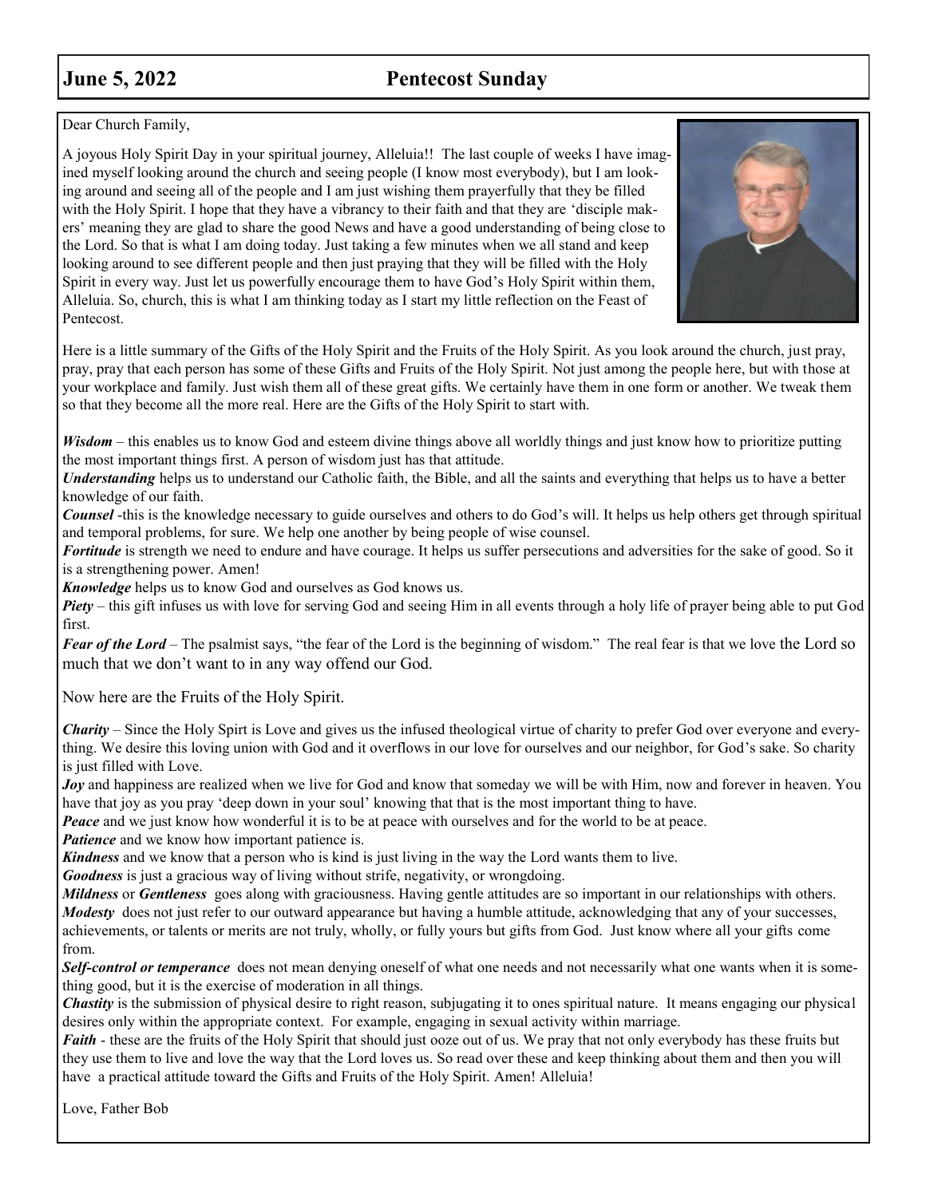## June 5, 2022 — Pentecost Sunday

Dear Church Family,

A joyous Holy Spirit Day in your spiritual journey, Alleluia!! The last couple of weeks I have imagined myself looking around the church and seeing people (I know most everybody), but I am looking around and seeing all of the people and I am just wishing them prayerfully that they be filled with the Holy Spirit. I hope that they have a vibrancy to their faith and that they are 'disciple makers' meaning they are glad to share the good News and have a good understanding of being close to the Lord. So that is what I am doing today. Just taking a few minutes when we all stand and keep looking around to see different people and then just praying that they will be filled with the Holy Spirit in every way. Just let us powerfully encourage them to have God's Holy Spirit within them, Alleluia. So, church, this is what I am thinking today as I start my little reflection on the Feast of Pentecost.

Here is a little summary of the Gifts of the Holy Spirit and the Fruits of the Holy Spirit. As you look around the church, just pray, pray, pray that each person has some of these Gifts and Fruits of the Holy Spirit. Not just among the people here, but with those at your workplace and family. Just wish them all of these great gifts. We certainly have them in one form or another. We tweak them so that they become all the more real. Here are the Gifts of the Holy Spirit to start with.

***Wisdom*** – this enables us to know God and esteem divine things above all worldly things and just know how to prioritize putting the most important things first. A person of wisdom just has that attitude.

***Understanding*** helps us to understand our Catholic faith, the Bible, and all the saints and everything that helps us to have a better knowledge of our faith.

***Counsel*** -this is the knowledge necessary to guide ourselves and others to do God's will. It helps us help others get through spiritual and temporal problems, for sure. We help one another by being people of wise counsel.

***Fortitude*** is strength we need to endure and have courage. It helps us suffer persecutions and adversities for the sake of good. So it is a strengthening power. Amen!

***Knowledge*** helps us to know God and ourselves as God knows us.

***Piety*** – this gift infuses us with love for serving God and seeing Him in all events through a holy life of prayer being able to put God first.

***Fear of the Lord*** – The psalmist says, "the fear of the Lord is the beginning of wisdom." The real fear is that we love the Lord so much that we don't want to in any way offend our God.

Now here are the Fruits of the Holy Spirit.

***Charity*** – Since the Holy Spirt is Love and gives us the infused theological virtue of charity to prefer God over everyone and everything. We desire this loving union with God and it overflows in our love for ourselves and our neighbor, for God's sake. So charity is just filled with Love.

***Joy*** and happiness are realized when we live for God and know that someday we will be with Him, now and forever in heaven. You have that joy as you pray 'deep down in your soul' knowing that that is the most important thing to have.

***Peace*** and we just know how wonderful it is to be at peace with ourselves and for the world to be at peace.

***Patience*** and we know how important patience is.

***Kindness*** and we know that a person who is kind is just living in the way the Lord wants them to live.

***Goodness*** is just a gracious way of living without strife, negativity, or wrongdoing.

***Mildness*** or ***Gentleness*** goes along with graciousness. Having gentle attitudes are so important in our relationships with others.

***Modesty*** does not just refer to our outward appearance but having a humble attitude, acknowledging that any of your successes, achievements, or talents or merits are not truly, wholly, or fully yours but gifts from God. Just know where all your gifts come from.

***Self-control or temperance*** does not mean denying oneself of what one needs and not necessarily what one wants when it is something good, but it is the exercise of moderation in all things.

***Chastity*** is the submission of physical desire to right reason, subjugating it to ones spiritual nature. It means engaging our physical desires only within the appropriate context. For example, engaging in sexual activity within marriage.

***Faith*** - these are the fruits of the Holy Spirit that should just ooze out of us. We pray that not only everybody has these fruits but they use them to live and love the way that the Lord loves us. So read over these and keep thinking about them and then you will have a practical attitude toward the Gifts and Fruits of the Holy Spirit. Amen! Alleluia!

Love, Father Bob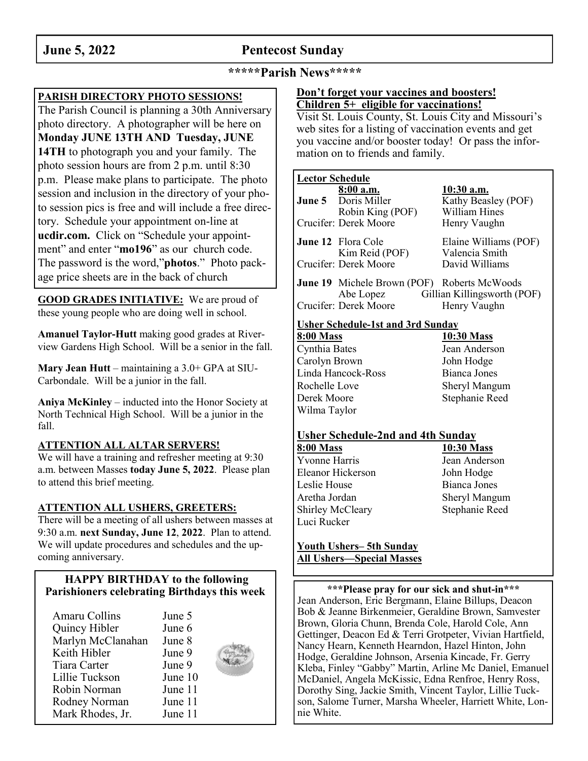**June 5, 2022 Pentecost Sunday**

## *****Parish News*****

**PARISH DIRECTORY PHOTO SESSIONS!**

The Parish Council is planning a 30th Anniversary photo directory. A photographer will be here on **Monday JUNE 13TH AND Tuesday, JUNE 14TH** to photograph you and your family. The photo session hours are from 2 p.m. until 8:30 p.m. Please make plans to participate. The photo session and inclusion in the directory of your photo session pics is free and will include a free directory. Schedule your appointment on-line at **ucdir.com.** Click on "Schedule your appointment" and enter "**mo196**" as our church code. The password is the word,"**photos**." Photo package price sheets are in the back of church

**GOOD GRADES INITIATIVE:** We are proud of these young people who are doing well in school.

**Amanuel Taylor-Hutt** making good grades at Riverview Gardens High School. Will be a senior in the fall.

**Mary Jean Hutt** – maintaining a 3.0+ GPA at SIU-Carbondale. Will be a junior in the fall.

**Aniya McKinley** – inducted into the Honor Society at North Technical High School. Will be a junior in the fall.

**ATTENTION ALL ALTAR SERVERS!**

We will have a training and refresher meeting at 9:30 a.m. between Masses **today June 5, 2022**. Please plan to attend this brief meeting.

**ATTENTION ALL USHERS, GREETERS:**

There will be a meeting of all ushers between masses at 9:30 a.m. **next Sunday, June 12**, **2022**. Plan to attend. We will update procedures and schedules and the upcoming anniversary.

**HAPPY BIRTHDAY to the following Parishioners celebrating Birthdays this week**

| Name | Date |
|---|---|
| Amaru Collins | June 5 |
| Quincy Hibler | June 6 |
| Marlyn McClanahan | June 8 |
| Keith Hibler | June 9 |
| Tiara Carter | June 9 |
| Lillie Tuckson | June 10 |
| Robin Norman | June 11 |
| Rodney Norman | June 11 |
| Mark Rhodes, Jr. | June 11 |

**Don't forget your vaccines and boosters!**
**Children 5+ eligible for vaccinations!**

Visit St. Louis County, St. Louis City and Missouri's web sites for a listing of vaccination events and get you vaccine and/or booster today! Or pass the information on to friends and family.

**Lector Schedule**

| | 8:00 a.m. | 10:30 a.m. |
|---|---|---|
| **June 5** | Doris Miller | Kathy Beasley (POF) |
| | Robin King (POF) | William Hines |
| Crucifer: | Derek Moore | Henry Vaughn |
| **June 12** | Flora Cole | Elaine Williams (POF) |
| | Kim Reid (POF) | Valencia Smith |
| Crucifer: | Derek Moore | David Williams |
| **June 19** | Michele Brown (POF) | Roberts McWoods |
| | Abe Lopez | Gillian Killingsworth (POF) |
| Crucifer: | Derek Moore | Henry Vaughn |

**Usher Schedule-1st and 3rd Sunday**

| 8:00 Mass | 10:30 Mass |
|---|---|
| Cynthia Bates | Jean Anderson |
| Carolyn Brown | John Hodge |
| Linda Hancock-Ross | Bianca Jones |
| Rochelle Love | Sheryl Mangum |
| Derek Moore | Stephanie Reed |
| Wilma Taylor | |

**Usher Schedule-2nd and 4th Sunday**

| 8:00 Mass | 10:30 Mass |
|---|---|
| Yvonne Harris | Jean Anderson |
| Eleanor Hickerson | John Hodge |
| Leslie House | Bianca Jones |
| Aretha Jordan | Sheryl Mangum |
| Shirley McCleary | Stephanie Reed |
| Luci Rucker | |

**Youth Ushers– 5th Sunday**
**All Ushers—Special Masses**

**\*\*\*Please pray for our sick and shut-in\*\*\***

Jean Anderson, Eric Bergmann, Elaine Billups, Deacon Bob & Jeanne Birkenmeier, Geraldine Brown, Samvester Brown, Gloria Chunn, Brenda Cole, Harold Cole, Ann Gettinger, Deacon Ed & Terri Grotpeter, Vivian Hartfield, Nancy Hearn, Kenneth Hearndon, Hazel Hinton, John Hodge, Geraldine Johnson, Arsenia Kincade, Fr. Gerry Kleba, Finley "Gabby" Martin, Arline Mc Daniel, Emanuel McDaniel, Angela McKissic, Edna Renfroe, Henry Ross, Dorothy Sing, Jackie Smith, Vincent Taylor, Lillie Tuckson, Salome Turner, Marsha Wheeler, Harriett White, Lonnie White.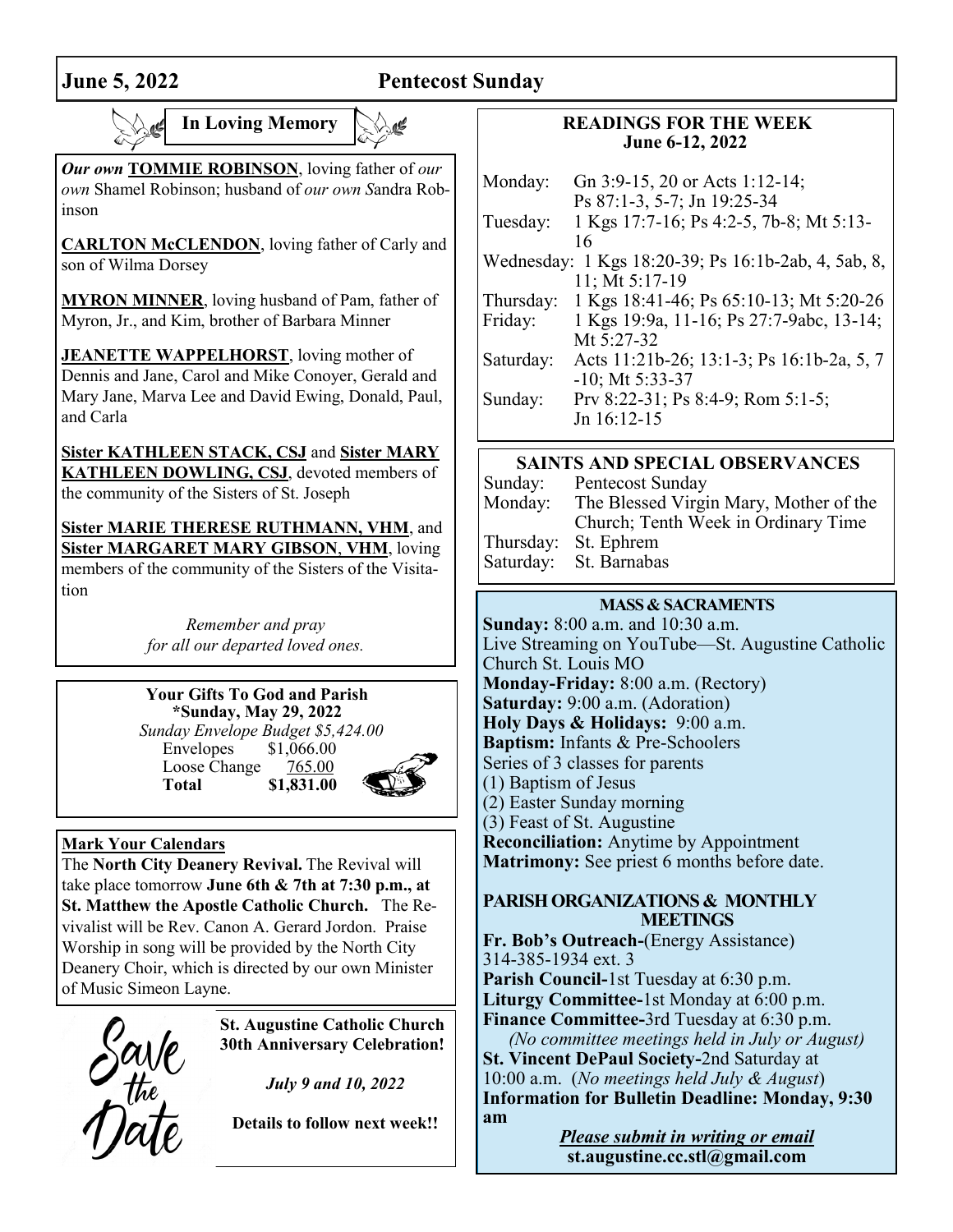# June 5, 2022 Pentecost Sunday

## In Loving Memory

***Our own*** **TOMMIE ROBINSON**, loving father of *our own* Shamel Robinson; husband of *our own S*andra Robinson

**CARLTON McCLENDON**, loving father of Carly and son of Wilma Dorsey

**MYRON MINNER**, loving husband of Pam, father of Myron, Jr., and Kim, brother of Barbara Minner

**JEANETTE WAPPELHORST**, loving mother of Dennis and Jane, Carol and Mike Conoyer, Gerald and Mary Jane, Marva Lee and David Ewing, Donald, Paul, and Carla

**Sister KATHLEEN STACK, CSJ** and **Sister MARY KATHLEEN DOWLING, CSJ**, devoted members of the community of the Sisters of St. Joseph

**Sister MARIE THERESE RUTHMANN, VHM**, and **Sister MARGARET MARY GIBSON**, **VHM**, loving members of the community of the Sisters of the Visitation

*Remember and pray for all our departed loved ones.*

**Your Gifts To God and Parish**
**\*Sunday, May 29, 2022**

*Sunday Envelope Budget $5,424.00*

| | |
|---|---|
| Envelopes | $1,066.00 |
| Loose Change | 765.00 |
| **Total** | **$1,831.00** |

**Mark Your Calendars**

The **North City Deanery Revival.** The Revival will take place tomorrow **June 6th & 7th at 7:30 p.m., at St. Matthew the Apostle Catholic Church.** The Revivalist will be Rev. Canon A. Gerard Jordon. Praise Worship in song will be provided by the North City Deanery Choir, which is directed by our own Minister of Music Simeon Layne.

Save the Date

**St. Augustine Catholic Church 30th Anniversary Celebration!**

***July 9 and 10, 2022***

**Details to follow next week!!**

## READINGS FOR THE WEEK
**June 6-12, 2022**

Monday: Gn 3:9-15, 20 or Acts 1:12-14; Ps 87:1-3, 5-7; Jn 19:25-34
Tuesday: 1 Kgs 17:7-16; Ps 4:2-5, 7b-8; Mt 5:13-16
Wednesday: 1 Kgs 18:20-39; Ps 16:1b-2ab, 4, 5ab, 8, 11; Mt 5:17-19
Thursday: 1 Kgs 18:41-46; Ps 65:10-13; Mt 5:20-26
Friday: 1 Kgs 19:9a, 11-16; Ps 27:7-9abc, 13-14; Mt 5:27-32
Saturday: Acts 11:21b-26; 13:1-3; Ps 16:1b-2a, 5, 7-10; Mt 5:33-37
Sunday: Prv 8:22-31; Ps 8:4-9; Rom 5:1-5; Jn 16:12-15

## SAINTS AND SPECIAL OBSERVANCES

Sunday: Pentecost Sunday
Monday: The Blessed Virgin Mary, Mother of the Church; Tenth Week in Ordinary Time
Thursday: St. Ephrem
Saturday: St. Barnabas

## MASS & SACRAMENTS

**Sunday:** 8:00 a.m. and 10:30 a.m.
Live Streaming on YouTube—St. Augustine Catholic Church St. Louis MO
**Monday-Friday:** 8:00 a.m. (Rectory)
**Saturday:** 9:00 a.m. (Adoration)
**Holy Days & Holidays:** 9:00 a.m.
**Baptism:** Infants & Pre-Schoolers
Series of 3 classes for parents
(1) Baptism of Jesus
(2) Easter Sunday morning
(3) Feast of St. Augustine
**Reconciliation:** Anytime by Appointment
**Matrimony:** See priest 6 months before date.

## PARISH ORGANIZATIONS & MONTHLY MEETINGS

**Fr. Bob's Outreach-**(Energy Assistance) 314-385-1934 ext. 3
**Parish Council-**1st Tuesday at 6:30 p.m.
**Liturgy Committee-**1st Monday at 6:00 p.m.
**Finance Committee-**3rd Tuesday at 6:30 p.m.
*(No committee meetings held in July or August)*
**St. Vincent DePaul Society-**2nd Saturday at 10:00 a.m. (*No meetings held July & August*)
**Information for Bulletin Deadline: Monday, 9:30 am**

***Please submit in writing or email***
**st.augustine.cc.stl@gmail.com**